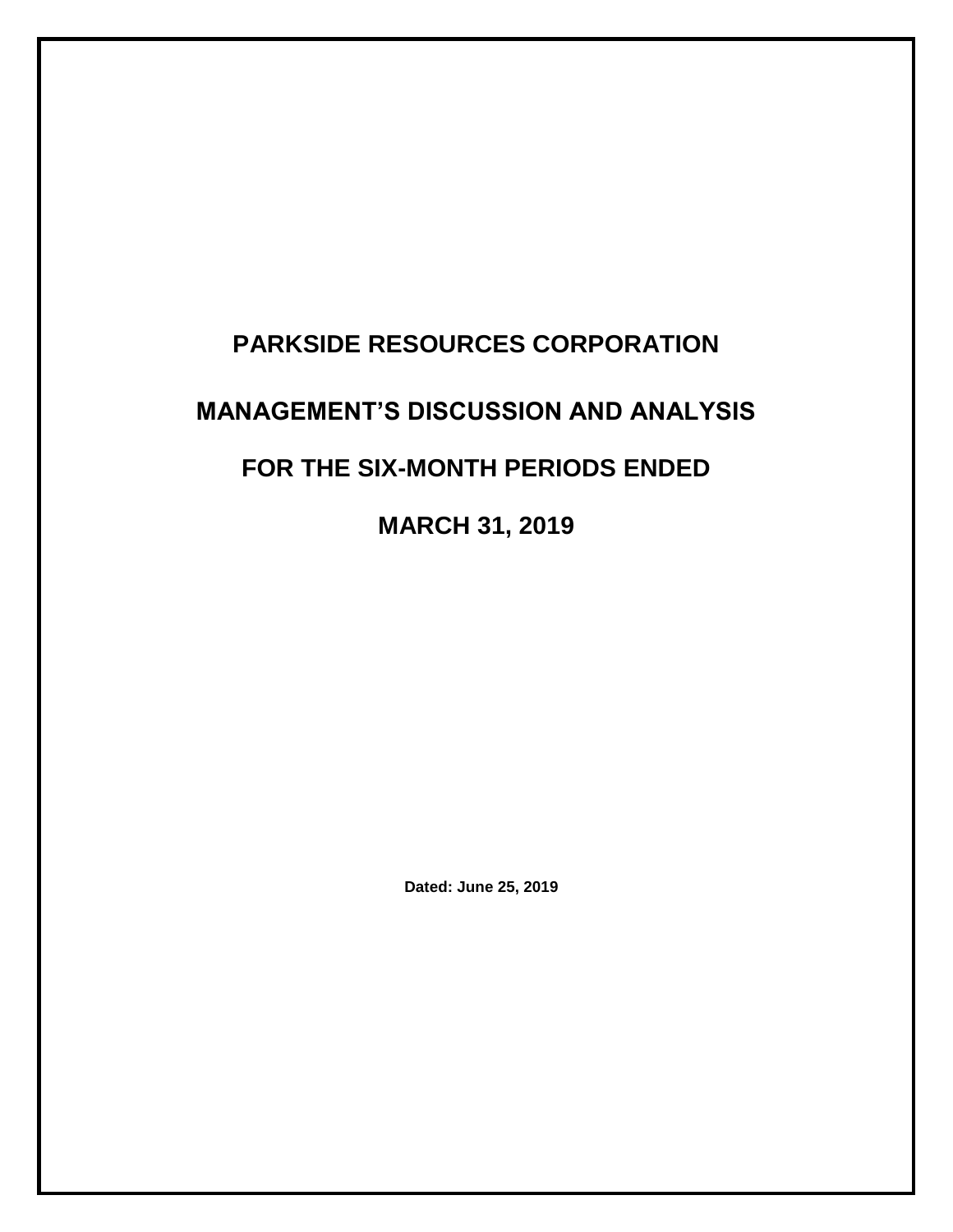# PARKSIDE RESOURCES CORPORATION

# MANAGEMENT'S DISCUSSION AND ANALYSIS

# FOR THE SIX-MONTH PERIODS ENDED

# MARCH 31, 2019

**Dated: June 25, 2019**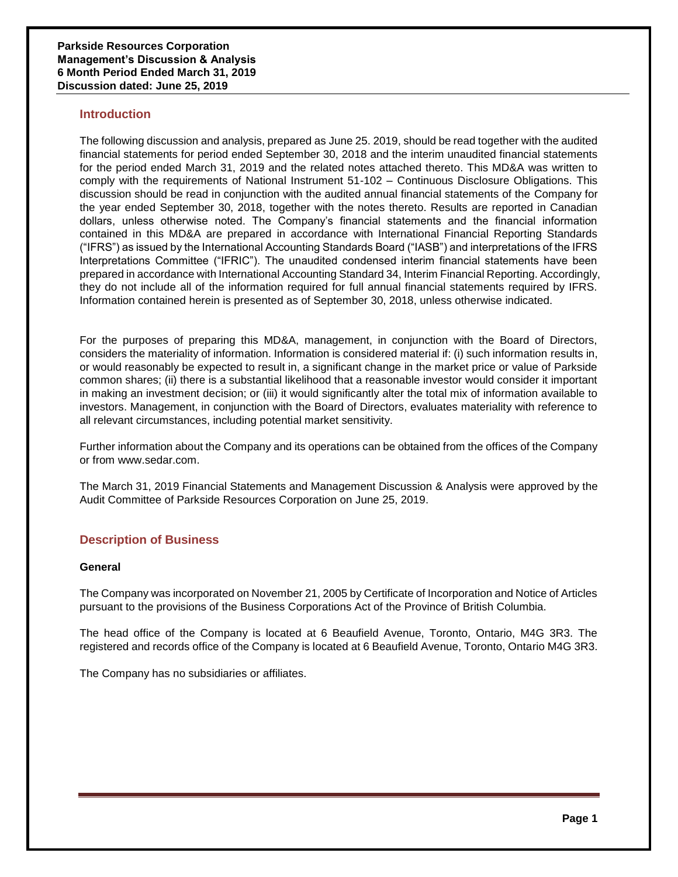**Parkside Resources Corporation**
**Management's Discussion & Analysis**
**6 Month Period Ended March 31, 2019**
**Discussion dated: June 25, 2019**

## Introduction

The following discussion and analysis, prepared as June 25. 2019, should be read together with the audited financial statements for period ended September 30, 2018 and the interim unaudited financial statements for the period ended March 31, 2019 and the related notes attached thereto. This MD&A was written to comply with the requirements of National Instrument 51-102 – Continuous Disclosure Obligations. This discussion should be read in conjunction with the audited annual financial statements of the Company for the year ended September 30, 2018, together with the notes thereto. Results are reported in Canadian dollars, unless otherwise noted. The Company's financial statements and the financial information contained in this MD&A are prepared in accordance with International Financial Reporting Standards ("IFRS") as issued by the International Accounting Standards Board ("IASB") and interpretations of the IFRS Interpretations Committee ("IFRIC"). The unaudited condensed interim financial statements have been prepared in accordance with International Accounting Standard 34, Interim Financial Reporting. Accordingly, they do not include all of the information required for full annual financial statements required by IFRS. Information contained herein is presented as of September 30, 2018, unless otherwise indicated.

For the purposes of preparing this MD&A, management, in conjunction with the Board of Directors, considers the materiality of information. Information is considered material if: (i) such information results in, or would reasonably be expected to result in, a significant change in the market price or value of Parkside common shares; (ii) there is a substantial likelihood that a reasonable investor would consider it important in making an investment decision; or (iii) it would significantly alter the total mix of information available to investors. Management, in conjunction with the Board of Directors, evaluates materiality with reference to all relevant circumstances, including potential market sensitivity.

Further information about the Company and its operations can be obtained from the offices of the Company or from www.sedar.com.

The March 31, 2019 Financial Statements and Management Discussion & Analysis were approved by the Audit Committee of Parkside Resources Corporation on June 25, 2019.

## Description of Business

### General

The Company was incorporated on November 21, 2005 by Certificate of Incorporation and Notice of Articles pursuant to the provisions of the Business Corporations Act of the Province of British Columbia.

The head office of the Company is located at 6 Beaufield Avenue, Toronto, Ontario, M4G 3R3. The registered and records office of the Company is located at 6 Beaufield Avenue, Toronto, Ontario M4G 3R3.

The Company has no subsidiaries or affiliates.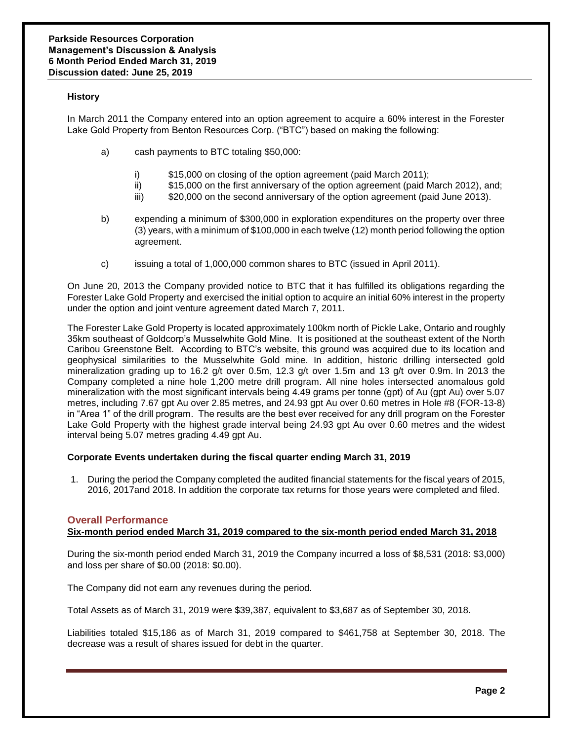### History

In March 2011 the Company entered into an option agreement to acquire a 60% interest in the Forester Lake Gold Property from Benton Resources Corp. ("BTC") based on making the following:

a) cash payments to BTC totaling $50,000:

   i) $15,000 on closing of the option agreement (paid March 2011);
   ii) $15,000 on the first anniversary of the option agreement (paid March 2012), and;
   iii) $20,000 on the second anniversary of the option agreement (paid June 2013).

b) expending a minimum of $300,000 in exploration expenditures on the property over three (3) years, with a minimum of $100,000 in each twelve (12) month period following the option agreement.

c) issuing a total of 1,000,000 common shares to BTC (issued in April 2011).

On June 20, 2013 the Company provided notice to BTC that it has fulfilled its obligations regarding the Forester Lake Gold Property and exercised the initial option to acquire an initial 60% interest in the property under the option and joint venture agreement dated March 7, 2011.

The Forester Lake Gold Property is located approximately 100km north of Pickle Lake, Ontario and roughly 35km southeast of Goldcorp's Musselwhite Gold Mine. It is positioned at the southeast extent of the North Caribou Greenstone Belt. According to BTC's website, this ground was acquired due to its location and geophysical similarities to the Musselwhite Gold mine. In addition, historic drilling intersected gold mineralization grading up to 16.2 g/t over 0.5m, 12.3 g/t over 1.5m and 13 g/t over 0.9m. In 2013 the Company completed a nine hole 1,200 metre drill program. All nine holes intersected anomalous gold mineralization with the most significant intervals being 4.49 grams per tonne (gpt) of Au (gpt Au) over 5.07 metres, including 7.67 gpt Au over 2.85 metres, and 24.93 gpt Au over 0.60 metres in Hole #8 (FOR-13-8) in "Area 1" of the drill program. The results are the best ever received for any drill program on the Forester Lake Gold Property with the highest grade interval being 24.93 gpt Au over 0.60 metres and the widest interval being 5.07 metres grading 4.49 gpt Au.

### Corporate Events undertaken during the fiscal quarter ending March 31, 2019

1. During the period the Company completed the audited financial statements for the fiscal years of 2015, 2016, 2017and 2018. In addition the corporate tax returns for those years were completed and filed.

## Overall Performance

**Six-month period ended March 31, 2019 compared to the six-month period ended March 31, 2018**

During the six-month period ended March 31, 2019 the Company incurred a loss of $8,531 (2018: $3,000) and loss per share of $0.00 (2018: $0.00).

The Company did not earn any revenues during the period.

Total Assets as of March 31, 2019 were $39,387, equivalent to $3,687 as of September 30, 2018.

Liabilities totaled $15,186 as of March 31, 2019 compared to $461,758 at September 30, 2018. The decrease was a result of shares issued for debt in the quarter.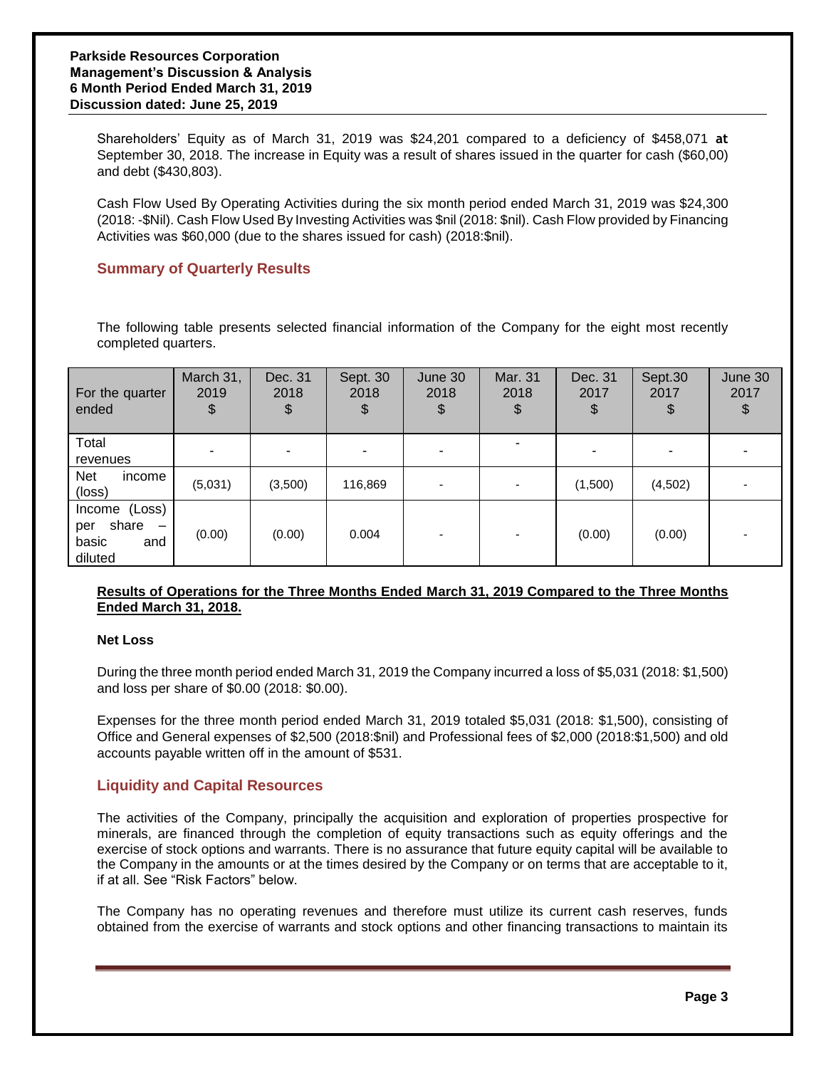Shareholders' Equity as of March 31, 2019 was $24,201 compared to a deficiency of $458,071 **at** September 30, 2018. The increase in Equity was a result of shares issued in the quarter for cash ($60,00) and debt ($430,803).

Cash Flow Used By Operating Activities during the six month period ended March 31, 2019 was $24,300 (2018: -$Nil). Cash Flow Used By Investing Activities was $nil (2018: $nil). Cash Flow provided by Financing Activities was $60,000 (due to the shares issued for cash) (2018:$nil).

## Summary of Quarterly Results

The following table presents selected financial information of the Company for the eight most recently completed quarters.

| For the quarter ended | March 31, 2019 $ | Dec. 31 2018 $ | Sept. 30 2018 $ | June 30 2018 $ | Mar. 31 2018 $ | Dec. 31 2017 $ | Sept.30 2017 $ | June 30 2017 $ |
|---|---|---|---|---|---|---|---|---|
| Total revenues | - | - | - | - | - | - | - | - |
| Net income (loss) | (5,031) | (3,500) | 116,869 | - | - | (1,500) | (4,502) | - |
| Income (Loss) per share – basic and diluted | (0.00) | (0.00) | 0.004 | - | - | (0.00) | (0.00) | - |

**Results of Operations for the Three Months Ended March 31, 2019 Compared to the Three Months Ended March 31, 2018.**

**Net Loss**

During the three month period ended March 31, 2019 the Company incurred a loss of $5,031 (2018: $1,500) and loss per share of $0.00 (2018: $0.00).

Expenses for the three month period ended March 31, 2019 totaled $5,031 (2018: $1,500), consisting of Office and General expenses of $2,500 (2018:$nil) and Professional fees of $2,000 (2018:$1,500) and old accounts payable written off in the amount of $531.

## Liquidity and Capital Resources

The activities of the Company, principally the acquisition and exploration of properties prospective for minerals, are financed through the completion of equity transactions such as equity offerings and the exercise of stock options and warrants. There is no assurance that future equity capital will be available to the Company in the amounts or at the times desired by the Company or on terms that are acceptable to it, if at all. See "Risk Factors" below.

The Company has no operating revenues and therefore must utilize its current cash reserves, funds obtained from the exercise of warrants and stock options and other financing transactions to maintain its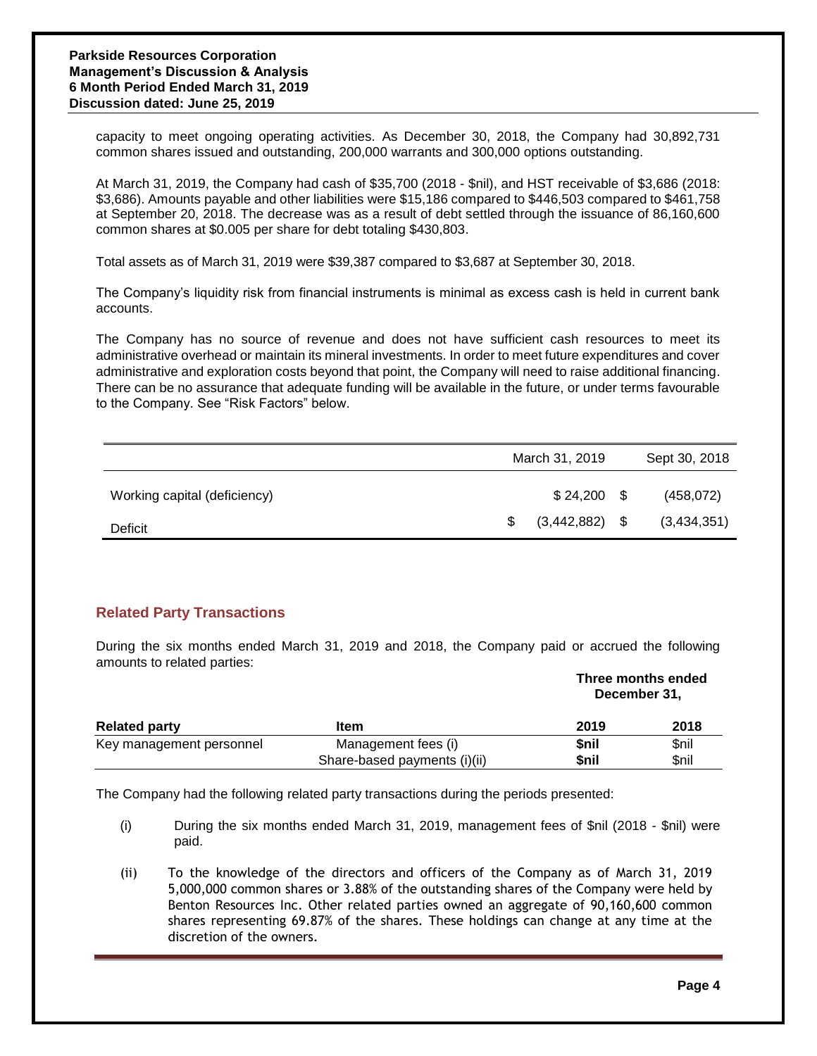capacity to meet ongoing operating activities. As December 30, 2018, the Company had 30,892,731 common shares issued and outstanding, 200,000 warrants and 300,000 options outstanding.

At March 31, 2019, the Company had cash of $35,700 (2018 - $nil), and HST receivable of $3,686 (2018: $3,686). Amounts payable and other liabilities were $15,186 compared to $446,503 compared to $461,758 at September 20, 2018. The decrease was as a result of debt settled through the issuance of 86,160,600 common shares at $0.005 per share for debt totaling $430,803.

Total assets as of March 31, 2019 were $39,387 compared to $3,687 at September 30, 2018.

The Company's liquidity risk from financial instruments is minimal as excess cash is held in current bank accounts.

The Company has no source of revenue and does not have sufficient cash resources to meet its administrative overhead or maintain its mineral investments. In order to meet future expenditures and cover administrative and exploration costs beyond that point, the Company will need to raise additional financing. There can be no assurance that adequate funding will be available in the future, or under terms favourable to the Company. See "Risk Factors" below.

| | March 31, 2019 | Sept 30, 2018 |
|---|---|---|
| Working capital (deficiency) | $ 24,200 | $ (458,072) |
| Deficit | $ (3,442,882) | $ (3,434,351) |

## Related Party Transactions

During the six months ended March 31, 2019 and 2018, the Company paid or accrued the following amounts to related parties:

| | | Three months ended December 31, | |
|---|---|---|---|
| **Related party** | **Item** | **2019** | **2018** |
| Key management personnel | Management fees (i) | **$nil** | $nil |
| | Share-based payments (i)(ii) | **$nil** | $nil |

The Company had the following related party transactions during the periods presented:

(i) During the six months ended March 31, 2019, management fees of $nil (2018 - $nil) were paid.

(ii) To the knowledge of the directors and officers of the Company as of March 31, 2019 5,000,000 common shares or 3.88% of the outstanding shares of the Company were held by Benton Resources Inc. Other related parties owned an aggregate of 90,160,600 common shares representing 69.87% of the shares. These holdings can change at any time at the discretion of the owners.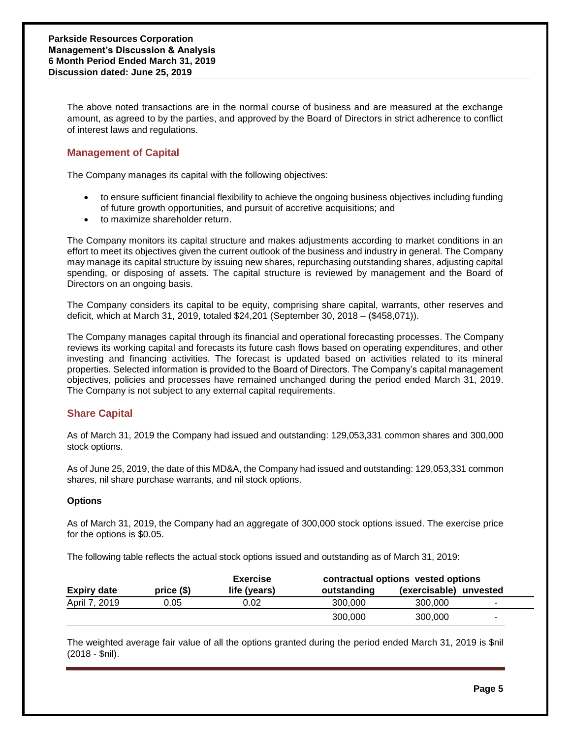The above noted transactions are in the normal course of business and are measured at the exchange amount, as agreed to by the parties, and approved by the Board of Directors in strict adherence to conflict of interest laws and regulations.

## Management of Capital

The Company manages its capital with the following objectives:

- to ensure sufficient financial flexibility to achieve the ongoing business objectives including funding of future growth opportunities, and pursuit of accretive acquisitions; and
- to maximize shareholder return.

The Company monitors its capital structure and makes adjustments according to market conditions in an effort to meet its objectives given the current outlook of the business and industry in general. The Company may manage its capital structure by issuing new shares, repurchasing outstanding shares, adjusting capital spending, or disposing of assets. The capital structure is reviewed by management and the Board of Directors on an ongoing basis.

The Company considers its capital to be equity, comprising share capital, warrants, other reserves and deficit, which at March 31, 2019, totaled $24,201 (September 30, 2018 – ($458,071)).

The Company manages capital through its financial and operational forecasting processes. The Company reviews its working capital and forecasts its future cash flows based on operating expenditures, and other investing and financing activities. The forecast is updated based on activities related to its mineral properties. Selected information is provided to the Board of Directors. The Company's capital management objectives, policies and processes have remained unchanged during the period ended March 31, 2019. The Company is not subject to any external capital requirements.

## Share Capital

As of March 31, 2019 the Company had issued and outstanding: 129,053,331 common shares and 300,000 stock options.

As of June 25, 2019, the date of this MD&A, the Company had issued and outstanding: 129,053,331 common shares, nil share purchase warrants, and nil stock options.

### Options

As of March 31, 2019, the Company had an aggregate of 300,000 stock options issued. The exercise price for the options is $0.05.

The following table reflects the actual stock options issued and outstanding as of March 31, 2019:

| Expiry date | Exercise price ($) | contractual life (years) | options outstanding | vested options (exercisable) | unvested |
|---|---|---|---|---|---|
| April 7, 2019 | 0.05 | 0.02 | 300,000 | 300,000 | - |
| | | | 300,000 | 300,000 | - |

The weighted average fair value of all the options granted during the period ended March 31, 2019 is $nil (2018 - $nil).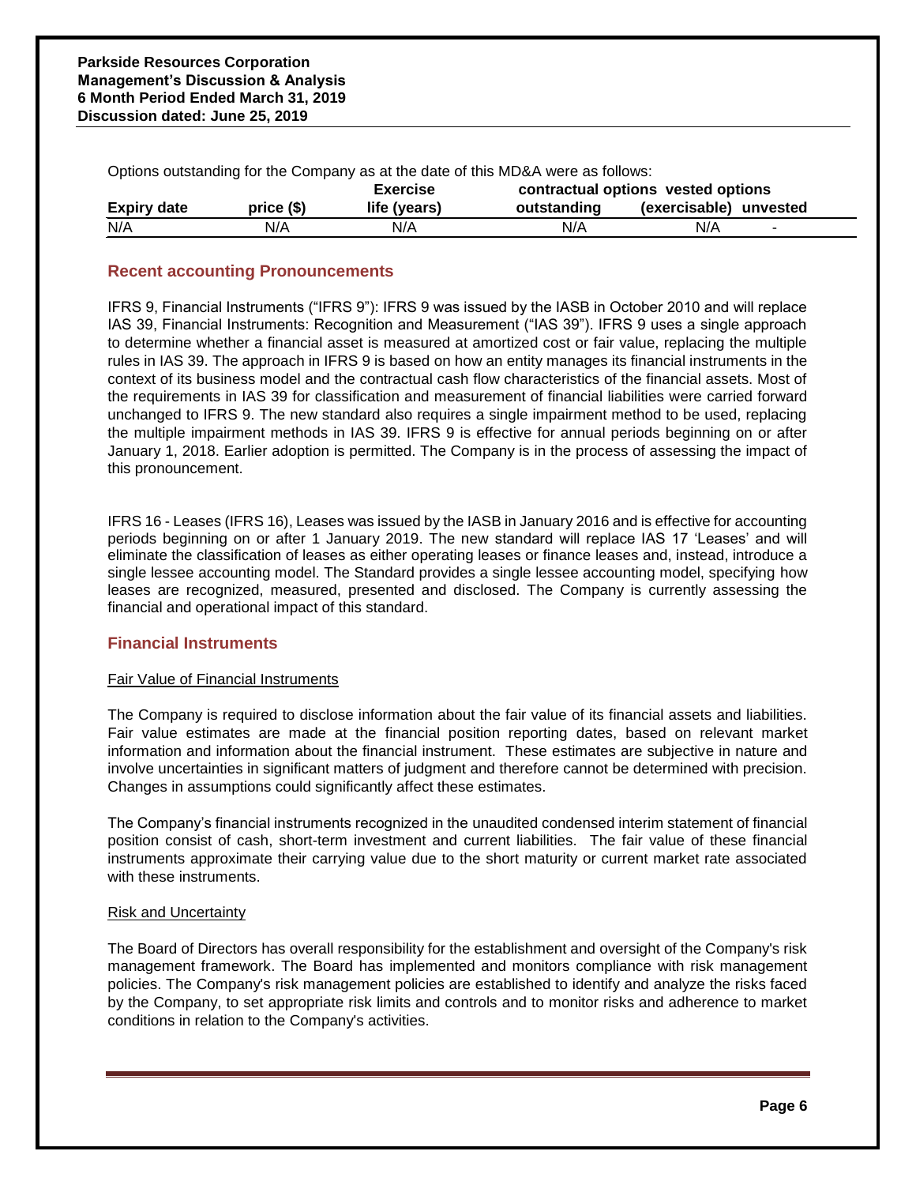Options outstanding for the Company as at the date of this MD&A were as follows:

| Expiry date | Exercise price ($) | contractual life (years) | options outstanding | vested options (exercisable) | unvested |
|---|---|---|---|---|---|
| N/A | N/A | N/A | N/A | N/A | - |

## Recent accounting Pronouncements

IFRS 9, Financial Instruments ("IFRS 9"): IFRS 9 was issued by the IASB in October 2010 and will replace IAS 39, Financial Instruments: Recognition and Measurement ("IAS 39"). IFRS 9 uses a single approach to determine whether a financial asset is measured at amortized cost or fair value, replacing the multiple rules in IAS 39. The approach in IFRS 9 is based on how an entity manages its financial instruments in the context of its business model and the contractual cash flow characteristics of the financial assets. Most of the requirements in IAS 39 for classification and measurement of financial liabilities were carried forward unchanged to IFRS 9. The new standard also requires a single impairment method to be used, replacing the multiple impairment methods in IAS 39. IFRS 9 is effective for annual periods beginning on or after January 1, 2018. Earlier adoption is permitted. The Company is in the process of assessing the impact of this pronouncement.

IFRS 16 - Leases (IFRS 16), Leases was issued by the IASB in January 2016 and is effective for accounting periods beginning on or after 1 January 2019. The new standard will replace IAS 17 'Leases' and will eliminate the classification of leases as either operating leases or finance leases and, instead, introduce a single lessee accounting model. The Standard provides a single lessee accounting model, specifying how leases are recognized, measured, presented and disclosed. The Company is currently assessing the financial and operational impact of this standard.

## Financial Instruments

Fair Value of Financial Instruments

The Company is required to disclose information about the fair value of its financial assets and liabilities. Fair value estimates are made at the financial position reporting dates, based on relevant market information and information about the financial instrument. These estimates are subjective in nature and involve uncertainties in significant matters of judgment and therefore cannot be determined with precision. Changes in assumptions could significantly affect these estimates.

The Company's financial instruments recognized in the unaudited condensed interim statement of financial position consist of cash, short-term investment and current liabilities. The fair value of these financial instruments approximate their carrying value due to the short maturity or current market rate associated with these instruments.

Risk and Uncertainty

The Board of Directors has overall responsibility for the establishment and oversight of the Company's risk management framework. The Board has implemented and monitors compliance with risk management policies. The Company's risk management policies are established to identify and analyze the risks faced by the Company, to set appropriate risk limits and controls and to monitor risks and adherence to market conditions in relation to the Company's activities.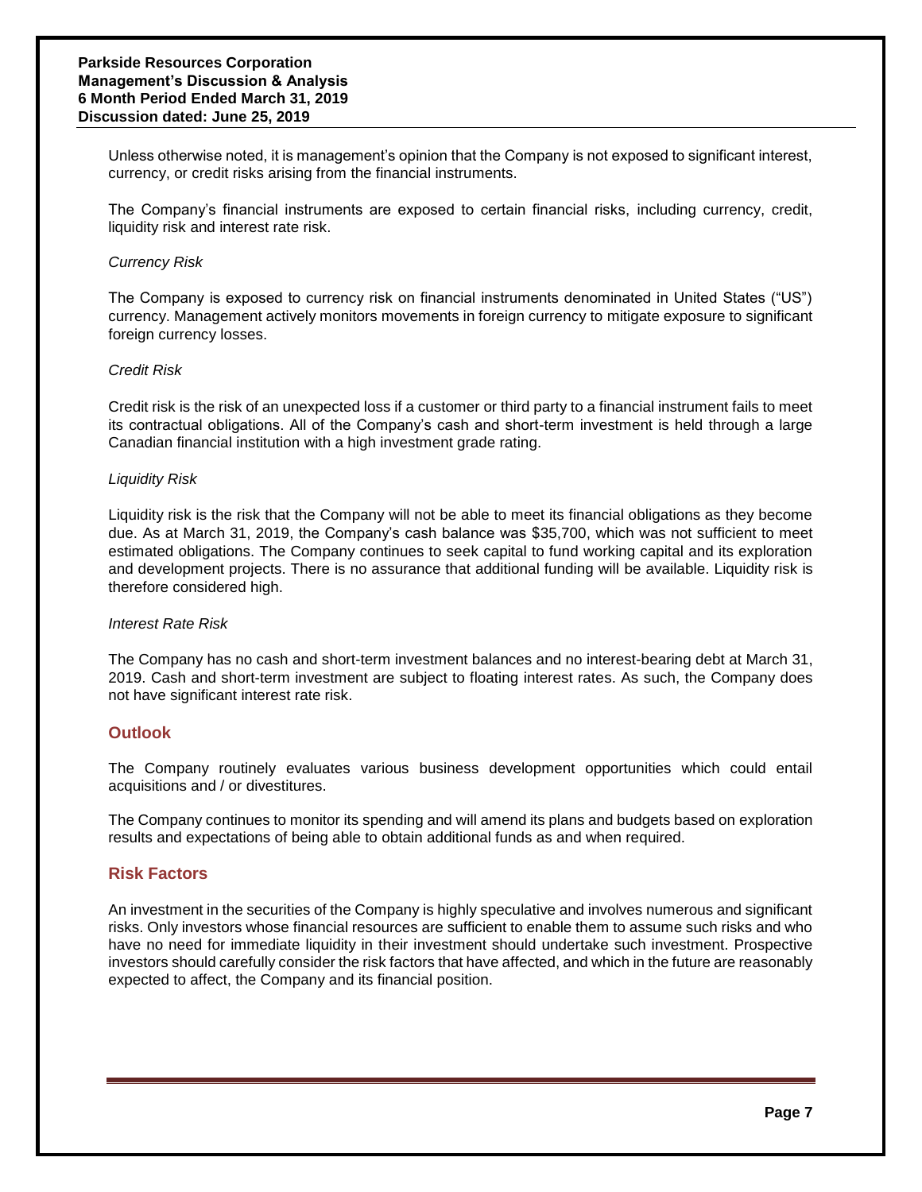Unless otherwise noted, it is management's opinion that the Company is not exposed to significant interest, currency, or credit risks arising from the financial instruments.

The Company's financial instruments are exposed to certain financial risks, including currency, credit, liquidity risk and interest rate risk.

*Currency Risk*

The Company is exposed to currency risk on financial instruments denominated in United States ("US") currency. Management actively monitors movements in foreign currency to mitigate exposure to significant foreign currency losses.

*Credit Risk*

Credit risk is the risk of an unexpected loss if a customer or third party to a financial instrument fails to meet its contractual obligations. All of the Company's cash and short-term investment is held through a large Canadian financial institution with a high investment grade rating.

*Liquidity Risk*

Liquidity risk is the risk that the Company will not be able to meet its financial obligations as they become due. As at March 31, 2019, the Company's cash balance was $35,700, which was not sufficient to meet estimated obligations. The Company continues to seek capital to fund working capital and its exploration and development projects. There is no assurance that additional funding will be available. Liquidity risk is therefore considered high.

*Interest Rate Risk*

The Company has no cash and short-term investment balances and no interest-bearing debt at March 31, 2019. Cash and short-term investment are subject to floating interest rates. As such, the Company does not have significant interest rate risk.

## Outlook

The Company routinely evaluates various business development opportunities which could entail acquisitions and / or divestitures.

The Company continues to monitor its spending and will amend its plans and budgets based on exploration results and expectations of being able to obtain additional funds as and when required.

## Risk Factors

An investment in the securities of the Company is highly speculative and involves numerous and significant risks. Only investors whose financial resources are sufficient to enable them to assume such risks and who have no need for immediate liquidity in their investment should undertake such investment. Prospective investors should carefully consider the risk factors that have affected, and which in the future are reasonably expected to affect, the Company and its financial position.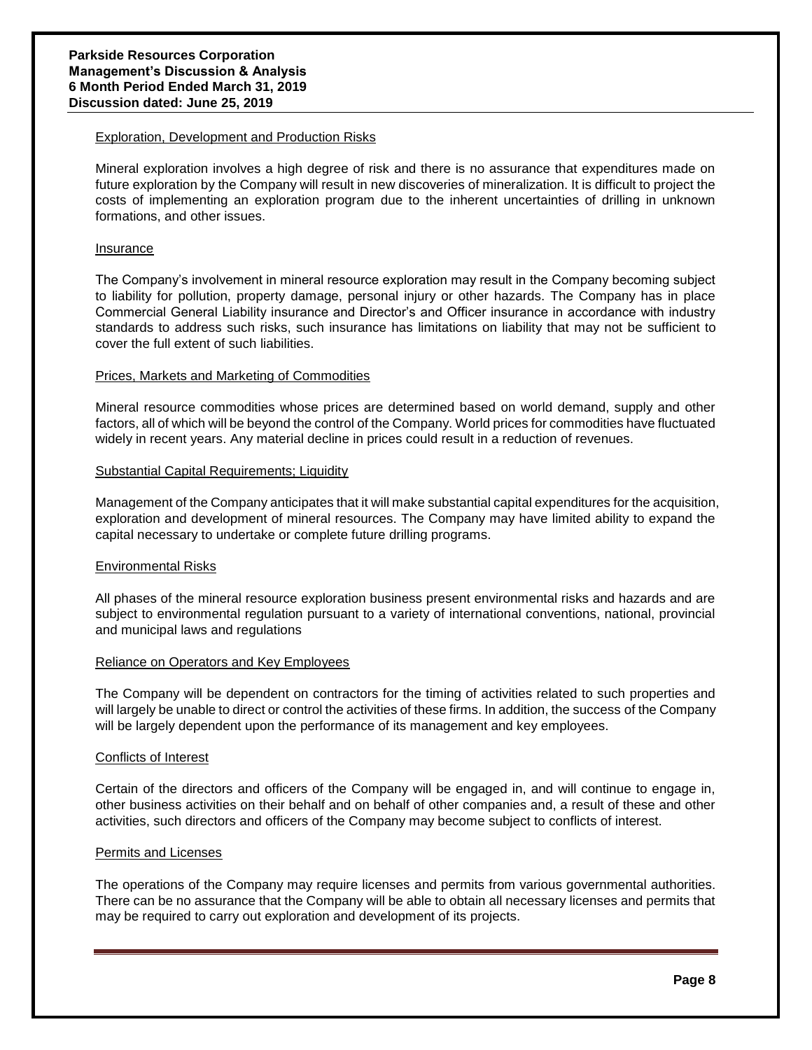#### Exploration, Development and Production Risks

Mineral exploration involves a high degree of risk and there is no assurance that expenditures made on future exploration by the Company will result in new discoveries of mineralization. It is difficult to project the costs of implementing an exploration program due to the inherent uncertainties of drilling in unknown formations, and other issues.

#### Insurance

The Company's involvement in mineral resource exploration may result in the Company becoming subject to liability for pollution, property damage, personal injury or other hazards. The Company has in place Commercial General Liability insurance and Director's and Officer insurance in accordance with industry standards to address such risks, such insurance has limitations on liability that may not be sufficient to cover the full extent of such liabilities.

#### Prices, Markets and Marketing of Commodities

Mineral resource commodities whose prices are determined based on world demand, supply and other factors, all of which will be beyond the control of the Company. World prices for commodities have fluctuated widely in recent years. Any material decline in prices could result in a reduction of revenues.

#### Substantial Capital Requirements; Liquidity

Management of the Company anticipates that it will make substantial capital expenditures for the acquisition, exploration and development of mineral resources. The Company may have limited ability to expand the capital necessary to undertake or complete future drilling programs.

#### Environmental Risks

All phases of the mineral resource exploration business present environmental risks and hazards and are subject to environmental regulation pursuant to a variety of international conventions, national, provincial and municipal laws and regulations

#### Reliance on Operators and Key Employees

The Company will be dependent on contractors for the timing of activities related to such properties and will largely be unable to direct or control the activities of these firms. In addition, the success of the Company will be largely dependent upon the performance of its management and key employees.

#### Conflicts of Interest

Certain of the directors and officers of the Company will be engaged in, and will continue to engage in, other business activities on their behalf and on behalf of other companies and, a result of these and other activities, such directors and officers of the Company may become subject to conflicts of interest.

#### Permits and Licenses

The operations of the Company may require licenses and permits from various governmental authorities. There can be no assurance that the Company will be able to obtain all necessary licenses and permits that may be required to carry out exploration and development of its projects.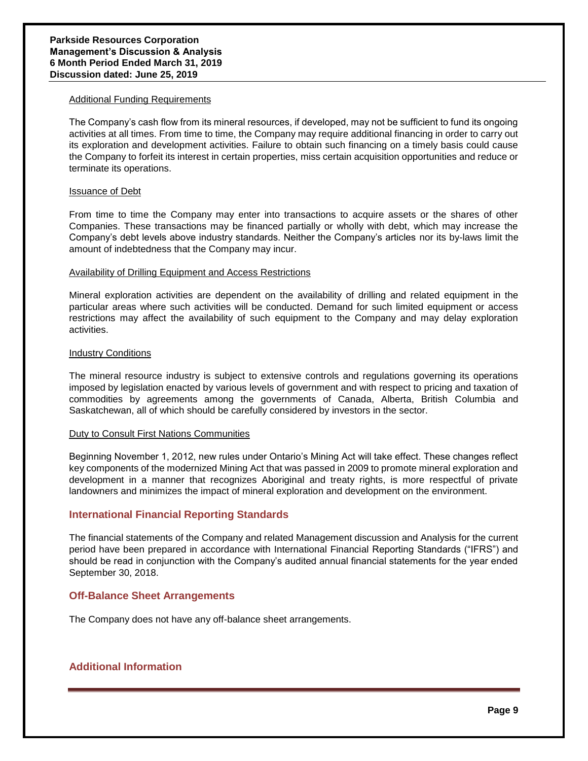Additional Funding Requirements

The Company's cash flow from its mineral resources, if developed, may not be sufficient to fund its ongoing activities at all times. From time to time, the Company may require additional financing in order to carry out its exploration and development activities. Failure to obtain such financing on a timely basis could cause the Company to forfeit its interest in certain properties, miss certain acquisition opportunities and reduce or terminate its operations.

Issuance of Debt

From time to time the Company may enter into transactions to acquire assets or the shares of other Companies. These transactions may be financed partially or wholly with debt, which may increase the Company's debt levels above industry standards. Neither the Company's articles nor its by-laws limit the amount of indebtedness that the Company may incur.

Availability of Drilling Equipment and Access Restrictions

Mineral exploration activities are dependent on the availability of drilling and related equipment in the particular areas where such activities will be conducted. Demand for such limited equipment or access restrictions may affect the availability of such equipment to the Company and may delay exploration activities.

Industry Conditions

The mineral resource industry is subject to extensive controls and regulations governing its operations imposed by legislation enacted by various levels of government and with respect to pricing and taxation of commodities by agreements among the governments of Canada, Alberta, British Columbia and Saskatchewan, all of which should be carefully considered by investors in the sector.

Duty to Consult First Nations Communities

Beginning November 1, 2012, new rules under Ontario's Mining Act will take effect. These changes reflect key components of the modernized Mining Act that was passed in 2009 to promote mineral exploration and development in a manner that recognizes Aboriginal and treaty rights, is more respectful of private landowners and minimizes the impact of mineral exploration and development on the environment.

## International Financial Reporting Standards

The financial statements of the Company and related Management discussion and Analysis for the current period have been prepared in accordance with International Financial Reporting Standards ("IFRS") and should be read in conjunction with the Company's audited annual financial statements for the year ended September 30, 2018.

## Off-Balance Sheet Arrangements

The Company does not have any off-balance sheet arrangements.

## Additional Information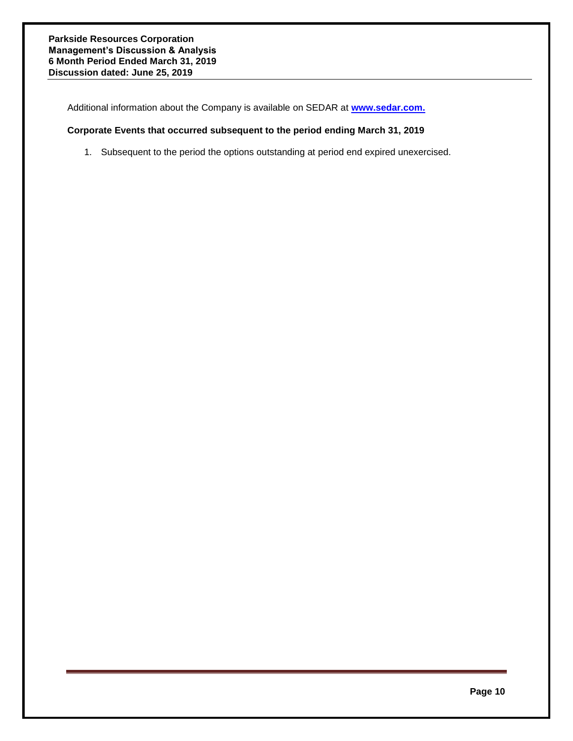Additional information about the Company is available on SEDAR at **[www.sedar.com.](http://www.sedar.com)**

**Corporate Events that occurred subsequent to the period ending March 31, 2019**

1. Subsequent to the period the options outstanding at period end expired unexercised.